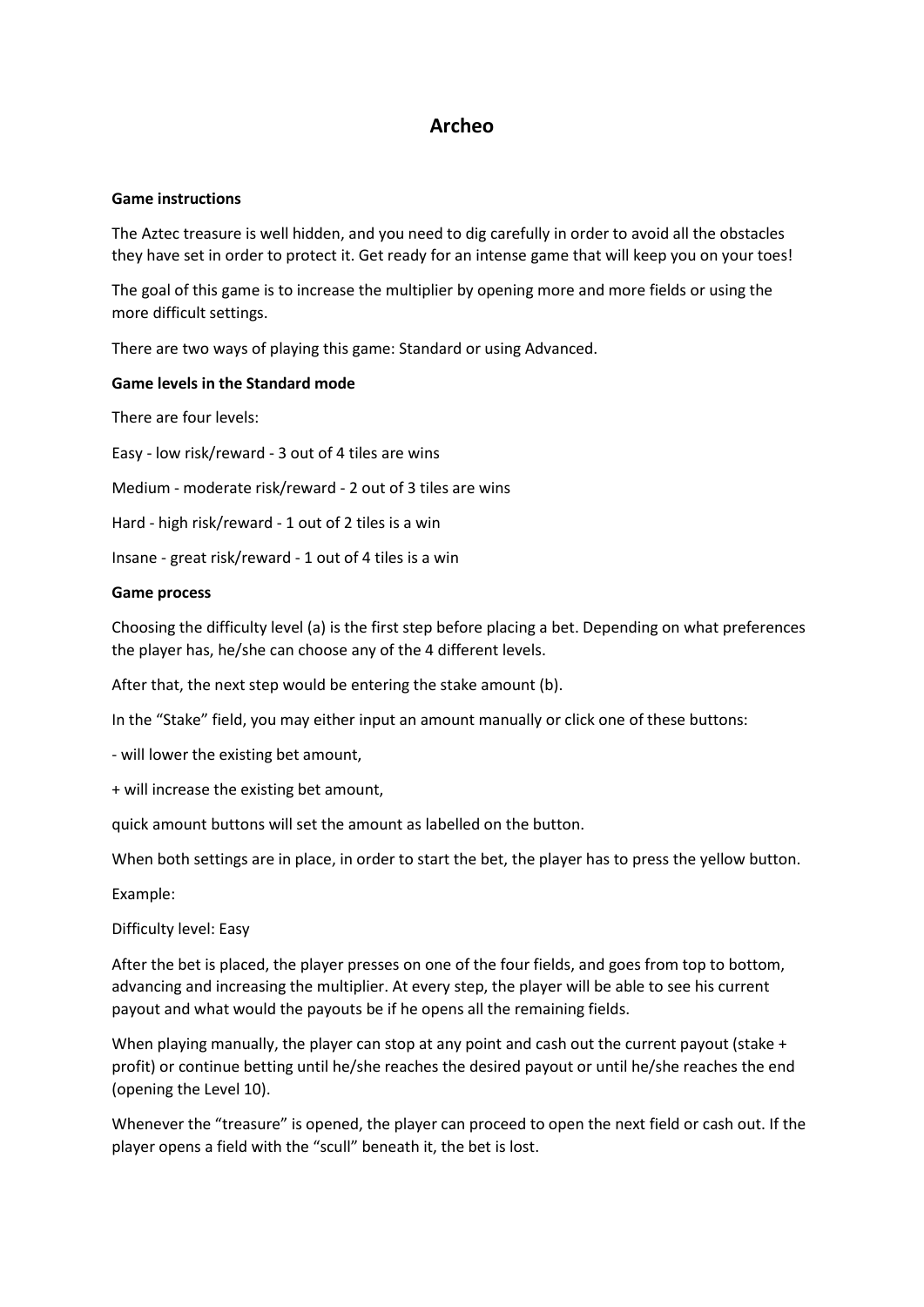# Archeo

**Game instructions**

The Aztec treasure is well hidden, and you need to dig carefully in order to avoid all the obstacles they have set in order to protect it. Get ready for an intense game that will keep you on your toes!

The goal of this game is to increase the multiplier by opening more and more fields or using the more difficult settings.

There are two ways of playing this game: Standard or using Advanced.

**Game levels in the Standard mode**

There are four levels:

Easy - low risk/reward - 3 out of 4 tiles are wins

Medium - moderate risk/reward - 2 out of 3 tiles are wins

Hard - high risk/reward - 1 out of 2 tiles is a win

Insane - great risk/reward - 1 out of 4 tiles is a win

**Game process**

Choosing the difficulty level (a) is the first step before placing a bet. Depending on what preferences the player has, he/she can choose any of the 4 different levels.

After that, the next step would be entering the stake amount (b).

In the "Stake" field, you may either input an amount manually or click one of these buttons:

- will lower the existing bet amount,

+ will increase the existing bet amount,

quick amount buttons will set the amount as labelled on the button.

When both settings are in place, in order to start the bet, the player has to press the yellow button.

Example:

Difficulty level: Easy

After the bet is placed, the player presses on one of the four fields, and goes from top to bottom, advancing and increasing the multiplier. At every step, the player will be able to see his current payout and what would the payouts be if he opens all the remaining fields.

When playing manually, the player can stop at any point and cash out the current payout (stake + profit) or continue betting until he/she reaches the desired payout or until he/she reaches the end (opening the Level 10).

Whenever the "treasure" is opened, the player can proceed to open the next field or cash out. If the player opens a field with the "scull" beneath it, the bet is lost.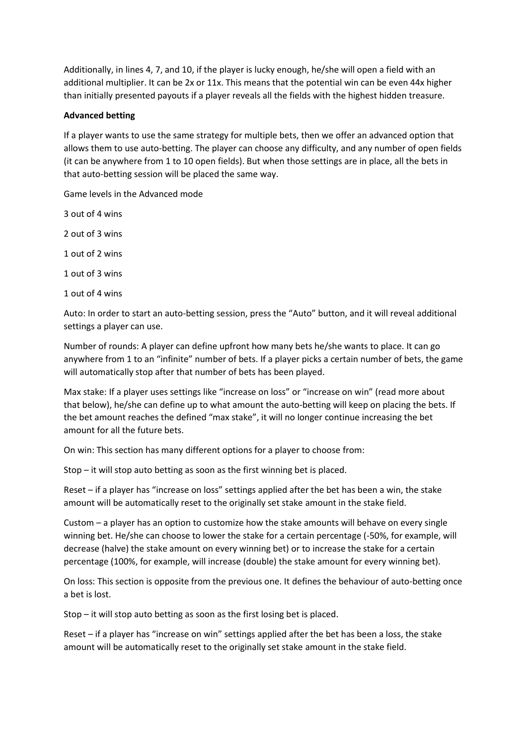Additionally, in lines 4, 7, and 10, if the player is lucky enough, he/she will open a field with an additional multiplier. It can be 2x or 11x. This means that the potential win can be even 44x higher than initially presented payouts if a player reveals all the fields with the highest hidden treasure.

**Advanced betting**

If a player wants to use the same strategy for multiple bets, then we offer an advanced option that allows them to use auto-betting. The player can choose any difficulty, and any number of open fields (it can be anywhere from 1 to 10 open fields). But when those settings are in place, all the bets in that auto-betting session will be placed the same way.

Game levels in the Advanced mode

3 out of 4 wins

2 out of 3 wins

1 out of 2 wins

1 out of 3 wins

1 out of 4 wins

Auto: In order to start an auto-betting session, press the "Auto" button, and it will reveal additional settings a player can use.

Number of rounds: A player can define upfront how many bets he/she wants to place. It can go anywhere from 1 to an "infinite" number of bets. If a player picks a certain number of bets, the game will automatically stop after that number of bets has been played.

Max stake: If a player uses settings like "increase on loss" or "increase on win" (read more about that below), he/she can define up to what amount the auto-betting will keep on placing the bets. If the bet amount reaches the defined "max stake", it will no longer continue increasing the bet amount for all the future bets.

On win: This section has many different options for a player to choose from:

Stop – it will stop auto betting as soon as the first winning bet is placed.

Reset – if a player has "increase on loss" settings applied after the bet has been a win, the stake amount will be automatically reset to the originally set stake amount in the stake field.

Custom – a player has an option to customize how the stake amounts will behave on every single winning bet. He/she can choose to lower the stake for a certain percentage (-50%, for example, will decrease (halve) the stake amount on every winning bet) or to increase the stake for a certain percentage (100%, for example, will increase (double) the stake amount for every winning bet).

On loss: This section is opposite from the previous one. It defines the behaviour of auto-betting once a bet is lost.

Stop – it will stop auto betting as soon as the first losing bet is placed.

Reset – if a player has "increase on win" settings applied after the bet has been a loss, the stake amount will be automatically reset to the originally set stake amount in the stake field.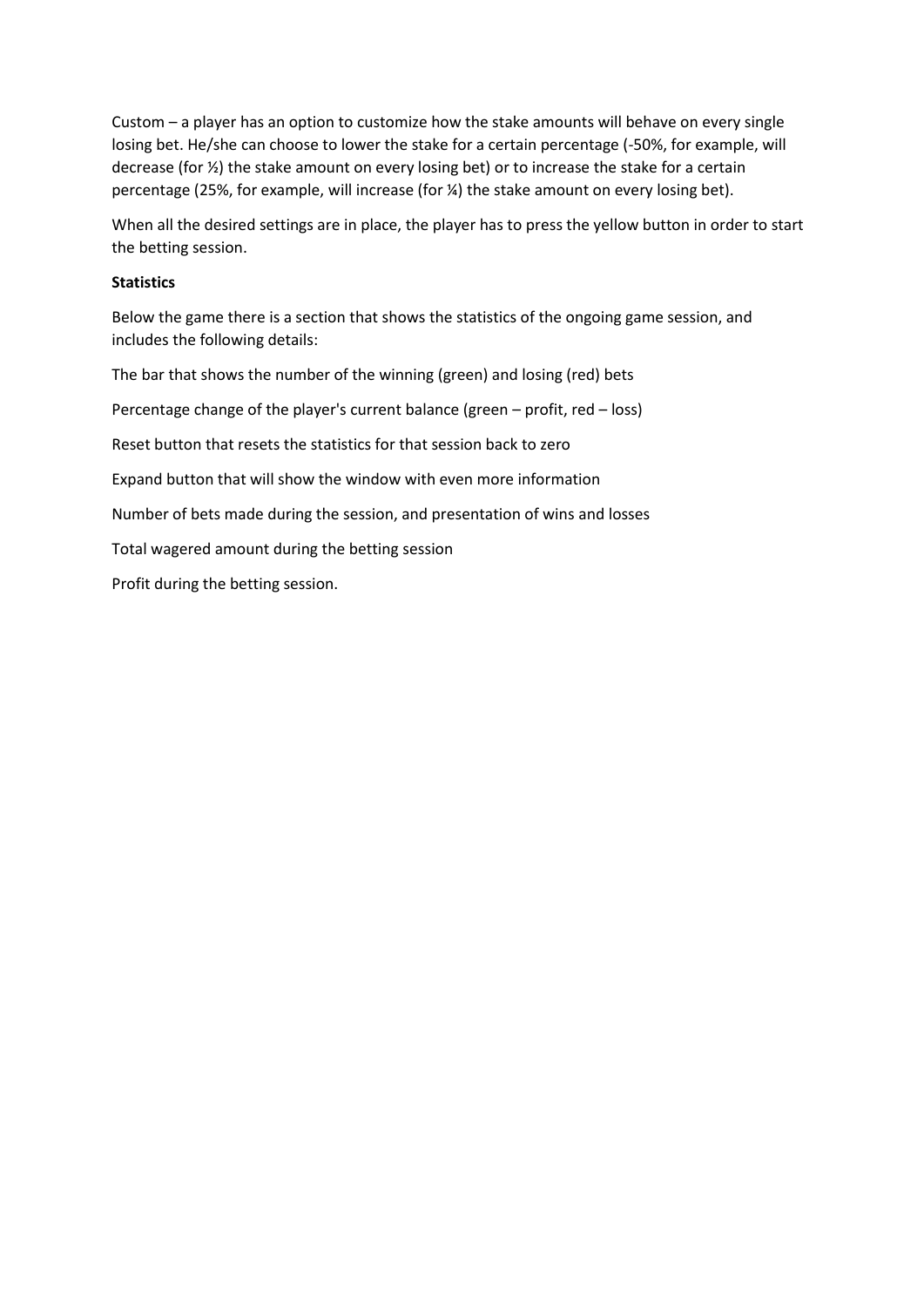Custom – a player has an option to customize how the stake amounts will behave on every single losing bet. He/she can choose to lower the stake for a certain percentage (-50%, for example, will decrease (for ½) the stake amount on every losing bet) or to increase the stake for a certain percentage (25%, for example, will increase (for ¼) the stake amount on every losing bet).

When all the desired settings are in place, the player has to press the yellow button in order to start the betting session.

**Statistics**

Below the game there is a section that shows the statistics of the ongoing game session, and includes the following details:

The bar that shows the number of the winning (green) and losing (red) bets

Percentage change of the player's current balance (green – profit, red – loss)

Reset button that resets the statistics for that session back to zero

Expand button that will show the window with even more information

Number of bets made during the session, and presentation of wins and losses

Total wagered amount during the betting session

Profit during the betting session.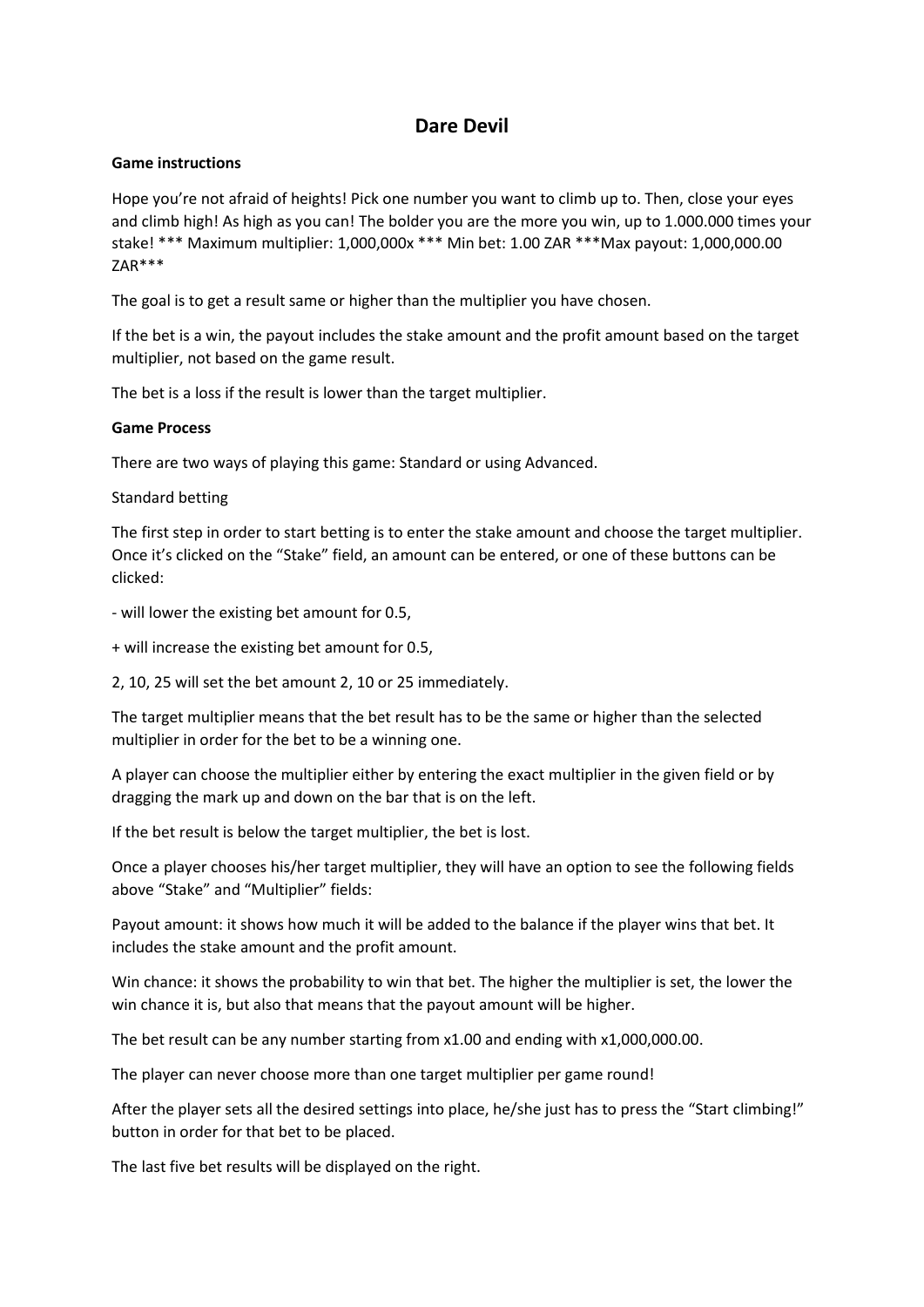# Dare Devil

**Game instructions**

Hope you're not afraid of heights! Pick one number you want to climb up to. Then, close your eyes and climb high! As high as you can! The bolder you are the more you win, up to 1.000.000 times your stake! *** Maximum multiplier: 1,000,000x *** Min bet: 1.00 ZAR ***Max payout: 1,000,000.00 ZAR***

The goal is to get a result same or higher than the multiplier you have chosen.

If the bet is a win, the payout includes the stake amount and the profit amount based on the target multiplier, not based on the game result.

The bet is a loss if the result is lower than the target multiplier.

**Game Process**

There are two ways of playing this game: Standard or using Advanced.

Standard betting

The first step in order to start betting is to enter the stake amount and choose the target multiplier. Once it's clicked on the "Stake" field, an amount can be entered, or one of these buttons can be clicked:

- will lower the existing bet amount for 0.5,

+ will increase the existing bet amount for 0.5,

2, 10, 25 will set the bet amount 2, 10 or 25 immediately.

The target multiplier means that the bet result has to be the same or higher than the selected multiplier in order for the bet to be a winning one.

A player can choose the multiplier either by entering the exact multiplier in the given field or by dragging the mark up and down on the bar that is on the left.

If the bet result is below the target multiplier, the bet is lost.

Once a player chooses his/her target multiplier, they will have an option to see the following fields above "Stake" and "Multiplier" fields:

Payout amount: it shows how much it will be added to the balance if the player wins that bet. It includes the stake amount and the profit amount.

Win chance: it shows the probability to win that bet. The higher the multiplier is set, the lower the win chance it is, but also that means that the payout amount will be higher.

The bet result can be any number starting from x1.00 and ending with x1,000,000.00.

The player can never choose more than one target multiplier per game round!

After the player sets all the desired settings into place, he/she just has to press the "Start climbing!" button in order for that bet to be placed.

The last five bet results will be displayed on the right.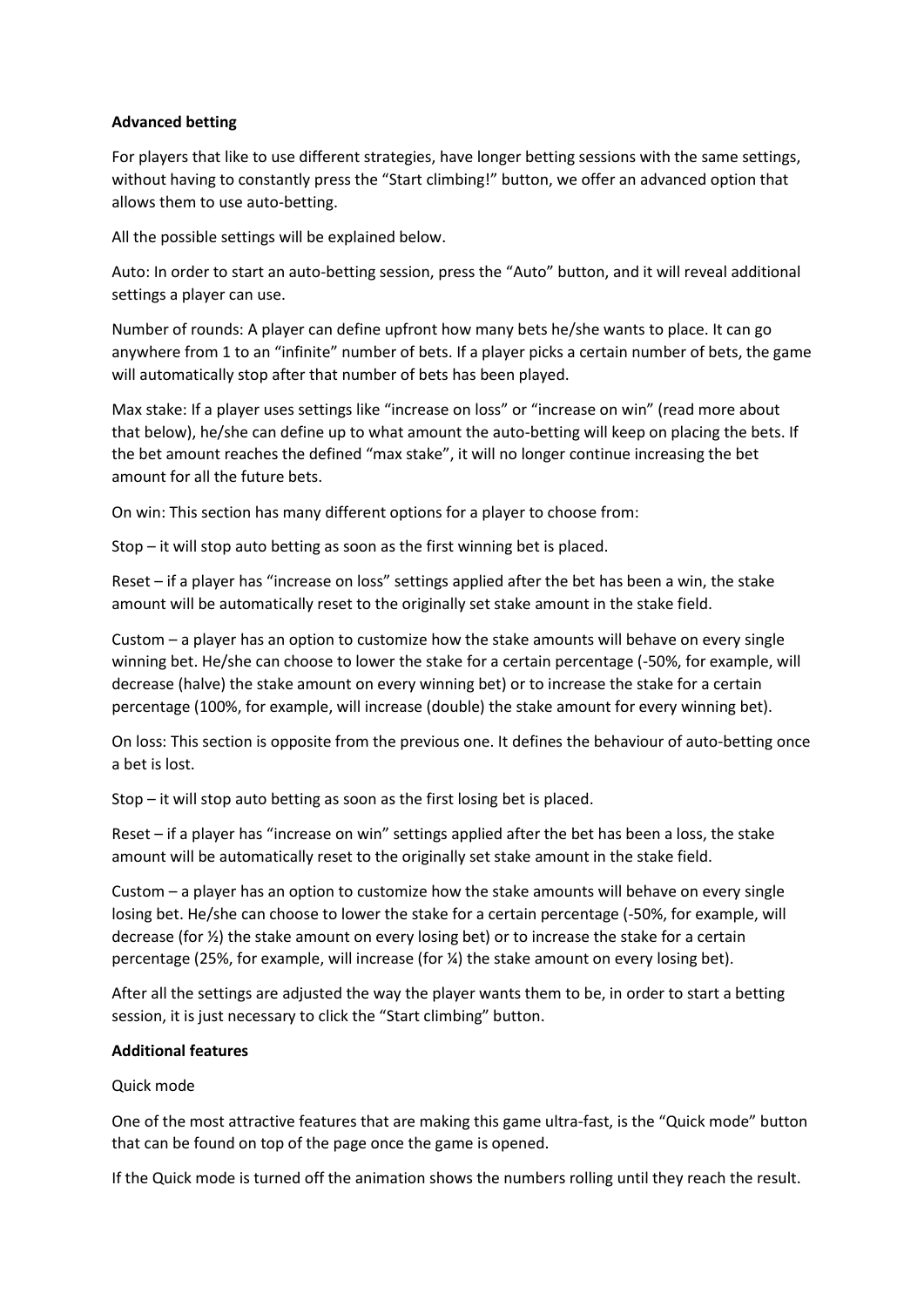**Advanced betting**

For players that like to use different strategies, have longer betting sessions with the same settings, without having to constantly press the "Start climbing!" button, we offer an advanced option that allows them to use auto-betting.

All the possible settings will be explained below.

Auto: In order to start an auto-betting session, press the "Auto" button, and it will reveal additional settings a player can use.

Number of rounds: A player can define upfront how many bets he/she wants to place. It can go anywhere from 1 to an "infinite" number of bets. If a player picks a certain number of bets, the game will automatically stop after that number of bets has been played.

Max stake: If a player uses settings like "increase on loss" or "increase on win" (read more about that below), he/she can define up to what amount the auto-betting will keep on placing the bets. If the bet amount reaches the defined "max stake", it will no longer continue increasing the bet amount for all the future bets.

On win: This section has many different options for a player to choose from:

Stop – it will stop auto betting as soon as the first winning bet is placed.

Reset – if a player has "increase on loss" settings applied after the bet has been a win, the stake amount will be automatically reset to the originally set stake amount in the stake field.

Custom – a player has an option to customize how the stake amounts will behave on every single winning bet. He/she can choose to lower the stake for a certain percentage (-50%, for example, will decrease (halve) the stake amount on every winning bet) or to increase the stake for a certain percentage (100%, for example, will increase (double) the stake amount for every winning bet).

On loss: This section is opposite from the previous one. It defines the behaviour of auto-betting once a bet is lost.

Stop – it will stop auto betting as soon as the first losing bet is placed.

Reset – if a player has "increase on win" settings applied after the bet has been a loss, the stake amount will be automatically reset to the originally set stake amount in the stake field.

Custom – a player has an option to customize how the stake amounts will behave on every single losing bet. He/she can choose to lower the stake for a certain percentage (-50%, for example, will decrease (for ½) the stake amount on every losing bet) or to increase the stake for a certain percentage (25%, for example, will increase (for ¼) the stake amount on every losing bet).

After all the settings are adjusted the way the player wants them to be, in order to start a betting session, it is just necessary to click the "Start climbing" button.

**Additional features**

Quick mode

One of the most attractive features that are making this game ultra-fast, is the "Quick mode" button that can be found on top of the page once the game is opened.

If the Quick mode is turned off the animation shows the numbers rolling until they reach the result.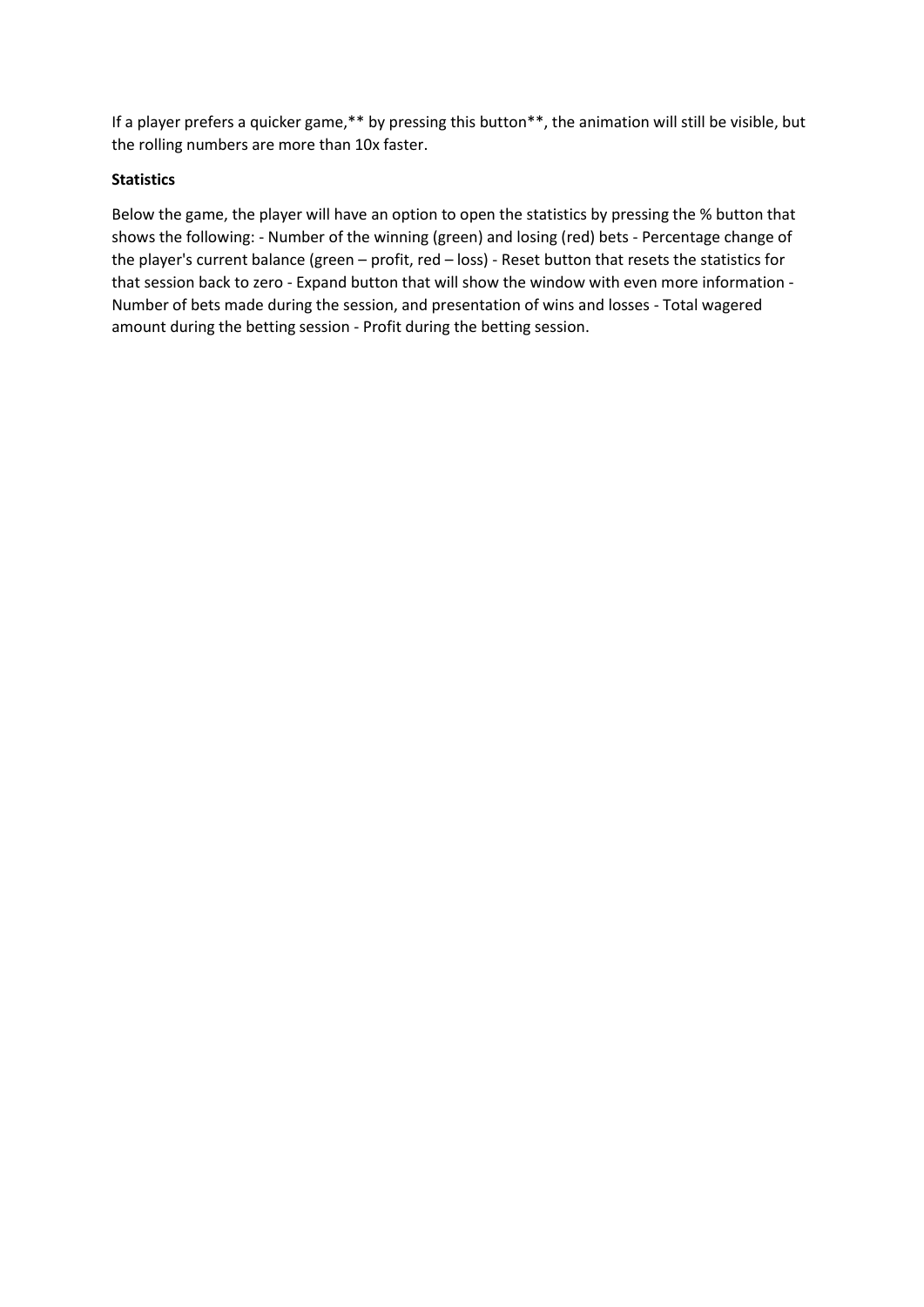If a player prefers a quicker game,** by pressing this button**, the animation will still be visible, but the rolling numbers are more than 10x faster.

**Statistics**

Below the game, the player will have an option to open the statistics by pressing the % button that shows the following: - Number of the winning (green) and losing (red) bets - Percentage change of the player's current balance (green – profit, red – loss) - Reset button that resets the statistics for that session back to zero - Expand button that will show the window with even more information - Number of bets made during the session, and presentation of wins and losses - Total wagered amount during the betting session - Profit during the betting session.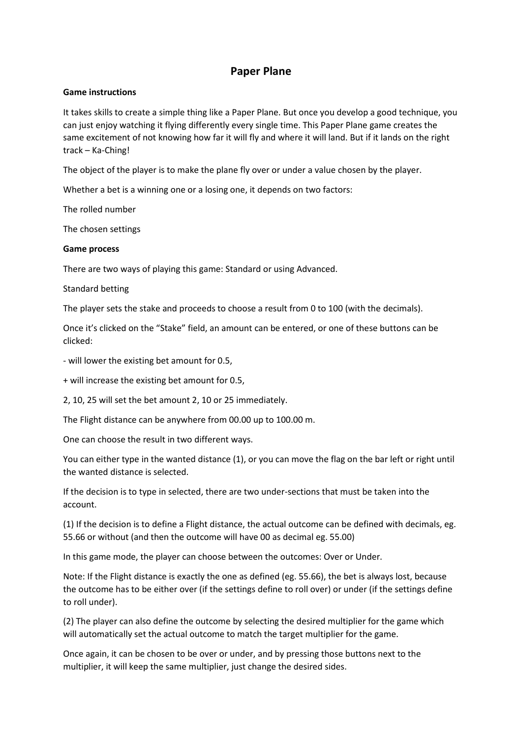# Paper Plane

**Game instructions**

It takes skills to create a simple thing like a Paper Plane. But once you develop a good technique, you can just enjoy watching it flying differently every single time. This Paper Plane game creates the same excitement of not knowing how far it will fly and where it will land. But if it lands on the right track – Ka-Ching!

The object of the player is to make the plane fly over or under a value chosen by the player.

Whether a bet is a winning one or a losing one, it depends on two factors:

The rolled number

The chosen settings

**Game process**

There are two ways of playing this game: Standard or using Advanced.

Standard betting

The player sets the stake and proceeds to choose a result from 0 to 100 (with the decimals).

Once it's clicked on the "Stake" field, an amount can be entered, or one of these buttons can be clicked:

- will lower the existing bet amount for 0.5,

+ will increase the existing bet amount for 0.5,

2, 10, 25 will set the bet amount 2, 10 or 25 immediately.

The Flight distance can be anywhere from 00.00 up to 100.00 m.

One can choose the result in two different ways.

You can either type in the wanted distance (1), or you can move the flag on the bar left or right until the wanted distance is selected.

If the decision is to type in selected, there are two under-sections that must be taken into the account.

(1) If the decision is to define a Flight distance, the actual outcome can be defined with decimals, eg. 55.66 or without (and then the outcome will have 00 as decimal eg. 55.00)

In this game mode, the player can choose between the outcomes: Over or Under.

Note: If the Flight distance is exactly the one as defined (eg. 55.66), the bet is always lost, because the outcome has to be either over (if the settings define to roll over) or under (if the settings define to roll under).

(2) The player can also define the outcome by selecting the desired multiplier for the game which will automatically set the actual outcome to match the target multiplier for the game.

Once again, it can be chosen to be over or under, and by pressing those buttons next to the multiplier, it will keep the same multiplier, just change the desired sides.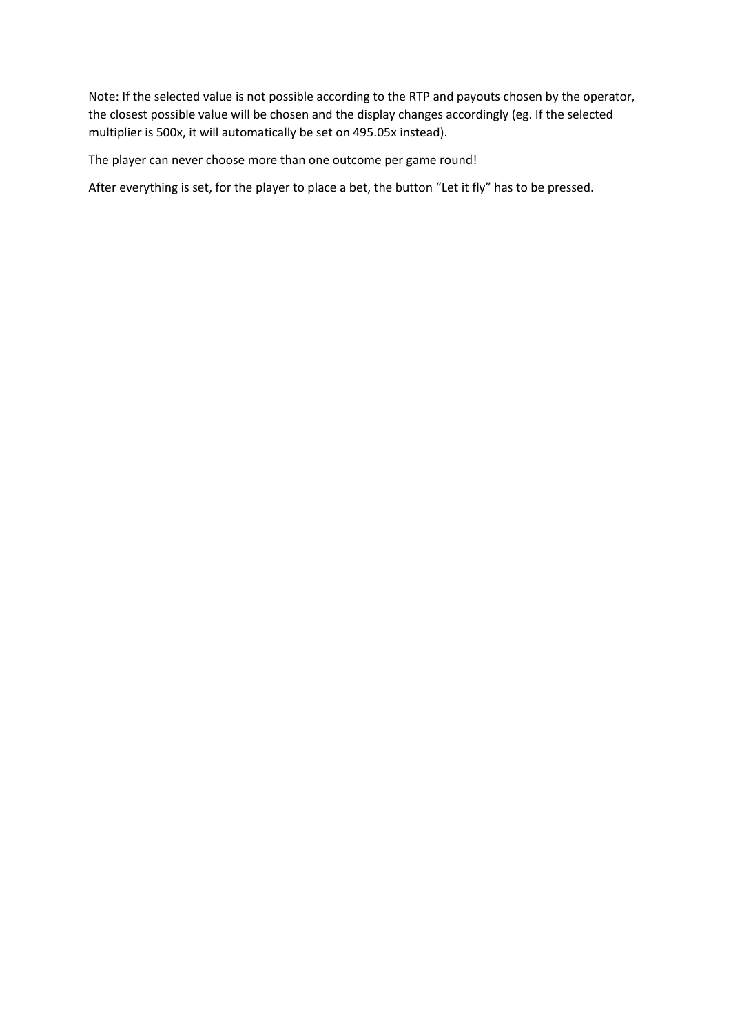Note: If the selected value is not possible according to the RTP and payouts chosen by the operator, the closest possible value will be chosen and the display changes accordingly (eg. If the selected multiplier is 500x, it will automatically be set on 495.05x instead).

The player can never choose more than one outcome per game round!

After everything is set, for the player to place a bet, the button “Let it fly” has to be pressed.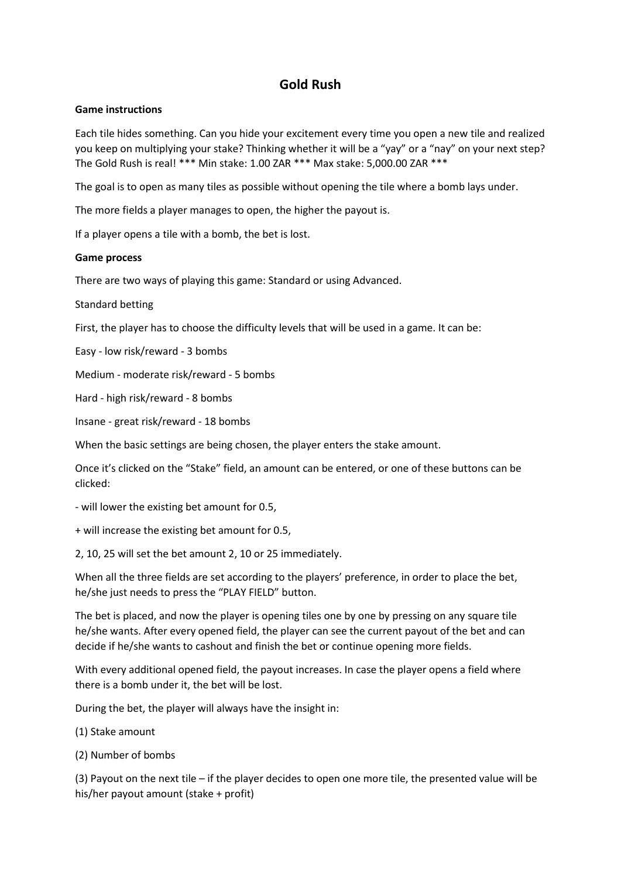# Gold Rush

**Game instructions**

Each tile hides something. Can you hide your excitement every time you open a new tile and realized you keep on multiplying your stake? Thinking whether it will be a “yay” or a “nay” on your next step? The Gold Rush is real! *** Min stake: 1.00 ZAR *** Max stake: 5,000.00 ZAR ***

The goal is to open as many tiles as possible without opening the tile where a bomb lays under.

The more fields a player manages to open, the higher the payout is.

If a player opens a tile with a bomb, the bet is lost.

**Game process**

There are two ways of playing this game: Standard or using Advanced.

Standard betting

First, the player has to choose the difficulty levels that will be used in a game. It can be:

Easy - low risk/reward - 3 bombs

Medium - moderate risk/reward - 5 bombs

Hard - high risk/reward - 8 bombs

Insane - great risk/reward - 18 bombs

When the basic settings are being chosen, the player enters the stake amount.

Once it’s clicked on the “Stake” field, an amount can be entered, or one of these buttons can be clicked:

- will lower the existing bet amount for 0.5,

+ will increase the existing bet amount for 0.5,

2, 10, 25 will set the bet amount 2, 10 or 25 immediately.

When all the three fields are set according to the players’ preference, in order to place the bet, he/she just needs to press the “PLAY FIELD” button.

The bet is placed, and now the player is opening tiles one by one by pressing on any square tile he/she wants. After every opened field, the player can see the current payout of the bet and can decide if he/she wants to cashout and finish the bet or continue opening more fields.

With every additional opened field, the payout increases. In case the player opens a field where there is a bomb under it, the bet will be lost.

During the bet, the player will always have the insight in:

(1) Stake amount

(2) Number of bombs

(3) Payout on the next tile – if the player decides to open one more tile, the presented value will be his/her payout amount (stake + profit)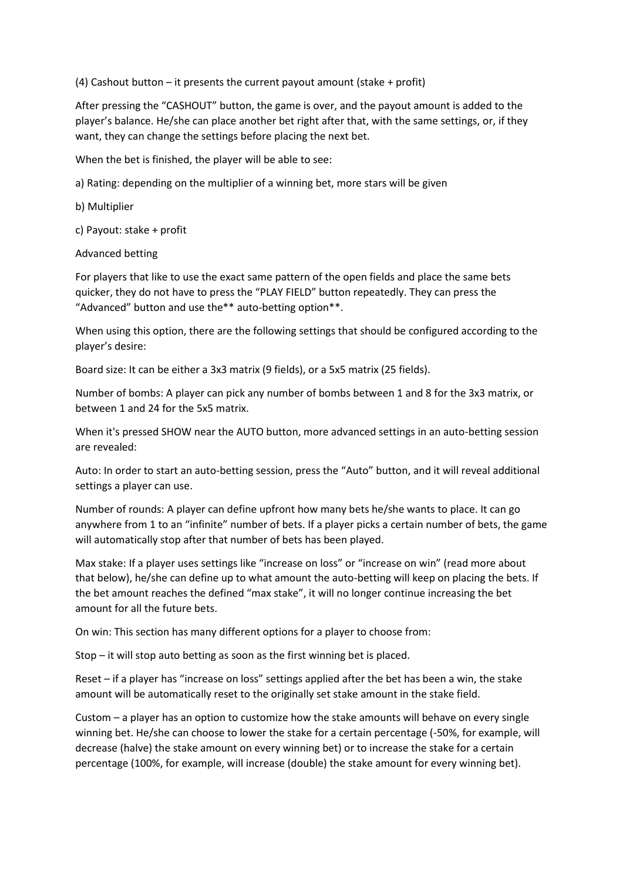(4) Cashout button – it presents the current payout amount (stake + profit)

After pressing the "CASHOUT" button, the game is over, and the payout amount is added to the player's balance. He/she can place another bet right after that, with the same settings, or, if they want, they can change the settings before placing the next bet.

When the bet is finished, the player will be able to see:

a) Rating: depending on the multiplier of a winning bet, more stars will be given

b) Multiplier

c) Payout: stake + profit

Advanced betting

For players that like to use the exact same pattern of the open fields and place the same bets quicker, they do not have to press the "PLAY FIELD" button repeatedly. They can press the "Advanced" button and use the** auto-betting option**.

When using this option, there are the following settings that should be configured according to the player's desire:

Board size: It can be either a 3x3 matrix (9 fields), or a 5x5 matrix (25 fields).

Number of bombs: A player can pick any number of bombs between 1 and 8 for the 3x3 matrix, or between 1 and 24 for the 5x5 matrix.

When it's pressed SHOW near the AUTO button, more advanced settings in an auto-betting session are revealed:

Auto: In order to start an auto-betting session, press the "Auto" button, and it will reveal additional settings a player can use.

Number of rounds: A player can define upfront how many bets he/she wants to place. It can go anywhere from 1 to an "infinite" number of bets. If a player picks a certain number of bets, the game will automatically stop after that number of bets has been played.

Max stake: If a player uses settings like "increase on loss" or "increase on win" (read more about that below), he/she can define up to what amount the auto-betting will keep on placing the bets. If the bet amount reaches the defined "max stake", it will no longer continue increasing the bet amount for all the future bets.

On win: This section has many different options for a player to choose from:

Stop – it will stop auto betting as soon as the first winning bet is placed.

Reset – if a player has "increase on loss" settings applied after the bet has been a win, the stake amount will be automatically reset to the originally set stake amount in the stake field.

Custom – a player has an option to customize how the stake amounts will behave on every single winning bet. He/she can choose to lower the stake for a certain percentage (-50%, for example, will decrease (halve) the stake amount on every winning bet) or to increase the stake for a certain percentage (100%, for example, will increase (double) the stake amount for every winning bet).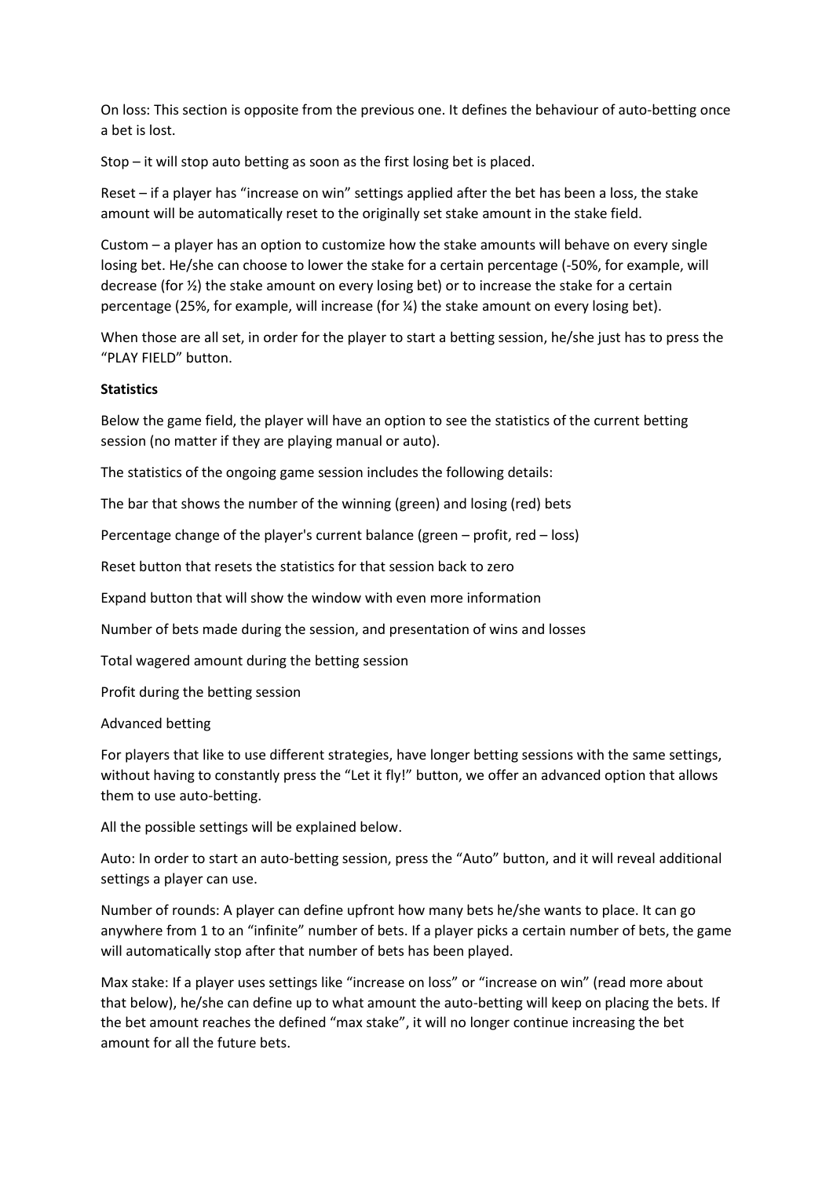On loss: This section is opposite from the previous one. It defines the behaviour of auto-betting once a bet is lost.

Stop – it will stop auto betting as soon as the first losing bet is placed.

Reset – if a player has "increase on win" settings applied after the bet has been a loss, the stake amount will be automatically reset to the originally set stake amount in the stake field.

Custom – a player has an option to customize how the stake amounts will behave on every single losing bet. He/she can choose to lower the stake for a certain percentage (-50%, for example, will decrease (for ½) the stake amount on every losing bet) or to increase the stake for a certain percentage (25%, for example, will increase (for ¼) the stake amount on every losing bet).

When those are all set, in order for the player to start a betting session, he/she just has to press the "PLAY FIELD" button.

**Statistics**

Below the game field, the player will have an option to see the statistics of the current betting session (no matter if they are playing manual or auto).

The statistics of the ongoing game session includes the following details:

The bar that shows the number of the winning (green) and losing (red) bets

Percentage change of the player's current balance (green – profit, red – loss)

Reset button that resets the statistics for that session back to zero

Expand button that will show the window with even more information

Number of bets made during the session, and presentation of wins and losses

Total wagered amount during the betting session

Profit during the betting session

Advanced betting

For players that like to use different strategies, have longer betting sessions with the same settings, without having to constantly press the "Let it fly!" button, we offer an advanced option that allows them to use auto-betting.

All the possible settings will be explained below.

Auto: In order to start an auto-betting session, press the "Auto" button, and it will reveal additional settings a player can use.

Number of rounds: A player can define upfront how many bets he/she wants to place. It can go anywhere from 1 to an "infinite" number of bets. If a player picks a certain number of bets, the game will automatically stop after that number of bets has been played.

Max stake: If a player uses settings like "increase on loss" or "increase on win" (read more about that below), he/she can define up to what amount the auto-betting will keep on placing the bets. If the bet amount reaches the defined "max stake", it will no longer continue increasing the bet amount for all the future bets.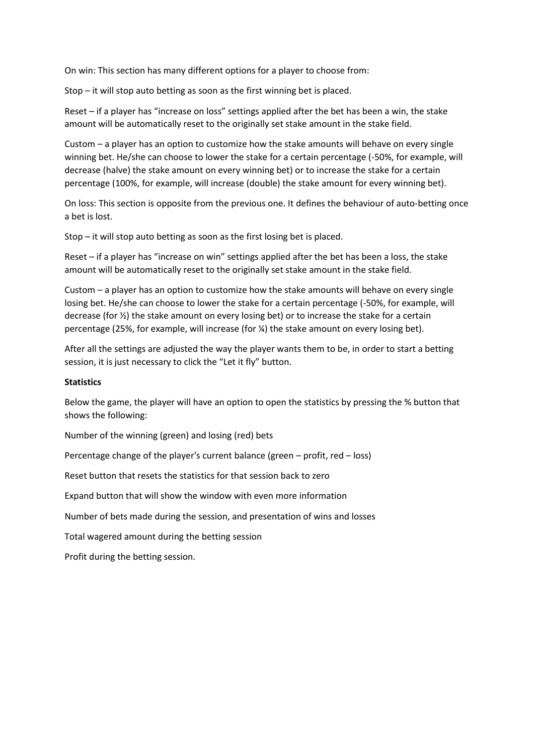On win: This section has many different options for a player to choose from:

Stop – it will stop auto betting as soon as the first winning bet is placed.

Reset – if a player has "increase on loss" settings applied after the bet has been a win, the stake amount will be automatically reset to the originally set stake amount in the stake field.

Custom – a player has an option to customize how the stake amounts will behave on every single winning bet. He/she can choose to lower the stake for a certain percentage (-50%, for example, will decrease (halve) the stake amount on every winning bet) or to increase the stake for a certain percentage (100%, for example, will increase (double) the stake amount for every winning bet).

On loss: This section is opposite from the previous one. It defines the behaviour of auto-betting once a bet is lost.

Stop – it will stop auto betting as soon as the first losing bet is placed.

Reset – if a player has "increase on win" settings applied after the bet has been a loss, the stake amount will be automatically reset to the originally set stake amount in the stake field.

Custom – a player has an option to customize how the stake amounts will behave on every single losing bet. He/she can choose to lower the stake for a certain percentage (-50%, for example, will decrease (for ½) the stake amount on every losing bet) or to increase the stake for a certain percentage (25%, for example, will increase (for ¼) the stake amount on every losing bet).

After all the settings are adjusted the way the player wants them to be, in order to start a betting session, it is just necessary to click the "Let it fly" button.

**Statistics**

Below the game, the player will have an option to open the statistics by pressing the % button that shows the following:

Number of the winning (green) and losing (red) bets

Percentage change of the player's current balance (green – profit, red – loss)

Reset button that resets the statistics for that session back to zero

Expand button that will show the window with even more information

Number of bets made during the session, and presentation of wins and losses

Total wagered amount during the betting session

Profit during the betting session.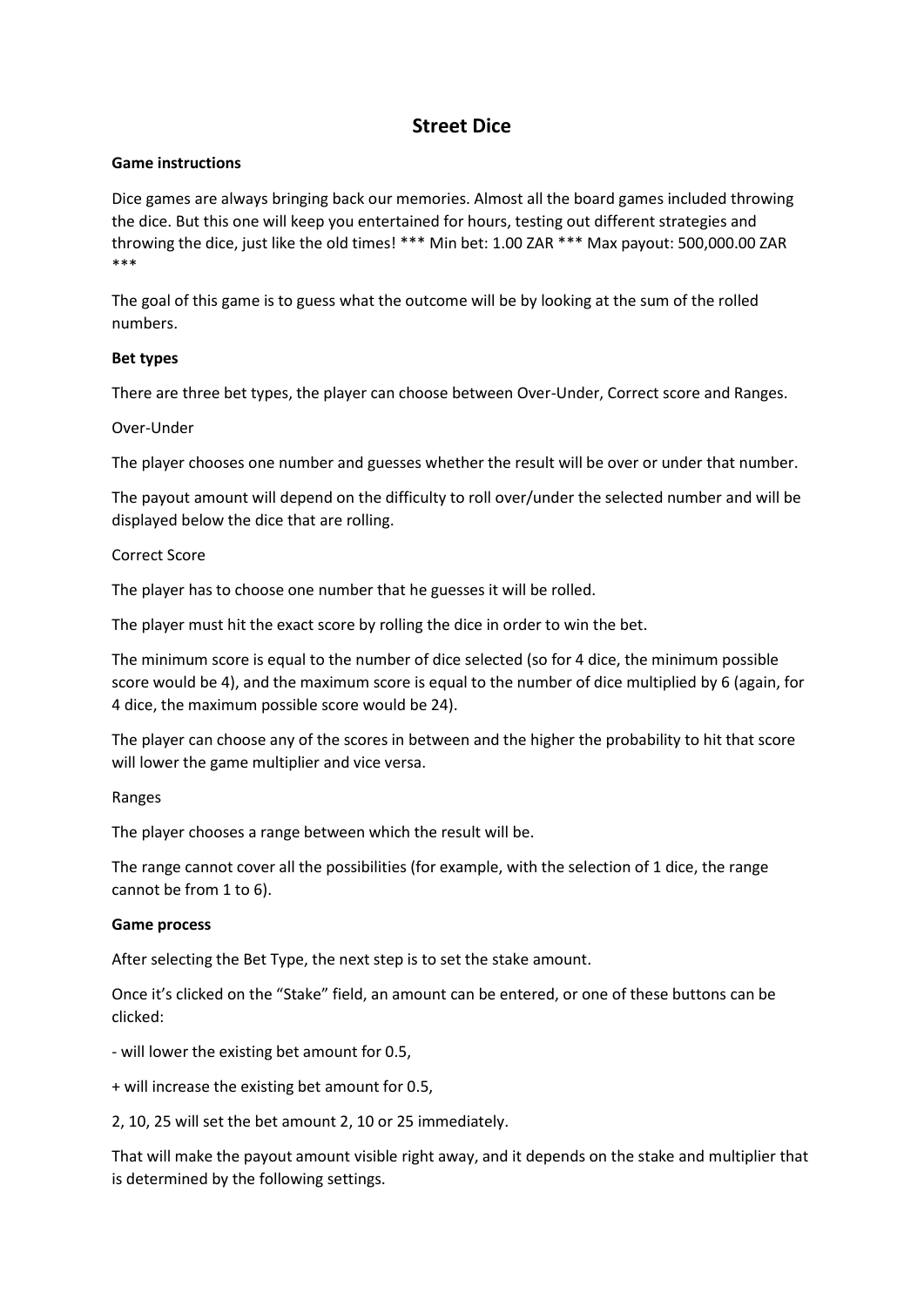# Street Dice

**Game instructions**

Dice games are always bringing back our memories. Almost all the board games included throwing the dice. But this one will keep you entertained for hours, testing out different strategies and throwing the dice, just like the old times! *** Min bet: 1.00 ZAR *** Max payout: 500,000.00 ZAR ***

The goal of this game is to guess what the outcome will be by looking at the sum of the rolled numbers.

**Bet types**

There are three bet types, the player can choose between Over-Under, Correct score and Ranges.

Over-Under

The player chooses one number and guesses whether the result will be over or under that number.

The payout amount will depend on the difficulty to roll over/under the selected number and will be displayed below the dice that are rolling.

Correct Score

The player has to choose one number that he guesses it will be rolled.

The player must hit the exact score by rolling the dice in order to win the bet.

The minimum score is equal to the number of dice selected (so for 4 dice, the minimum possible score would be 4), and the maximum score is equal to the number of dice multiplied by 6 (again, for 4 dice, the maximum possible score would be 24).

The player can choose any of the scores in between and the higher the probability to hit that score will lower the game multiplier and vice versa.

Ranges

The player chooses a range between which the result will be.

The range cannot cover all the possibilities (for example, with the selection of 1 dice, the range cannot be from 1 to 6).

**Game process**

After selecting the Bet Type, the next step is to set the stake amount.

Once it's clicked on the "Stake" field, an amount can be entered, or one of these buttons can be clicked:

- will lower the existing bet amount for 0.5,

+ will increase the existing bet amount for 0.5,

2, 10, 25 will set the bet amount 2, 10 or 25 immediately.

That will make the payout amount visible right away, and it depends on the stake and multiplier that is determined by the following settings.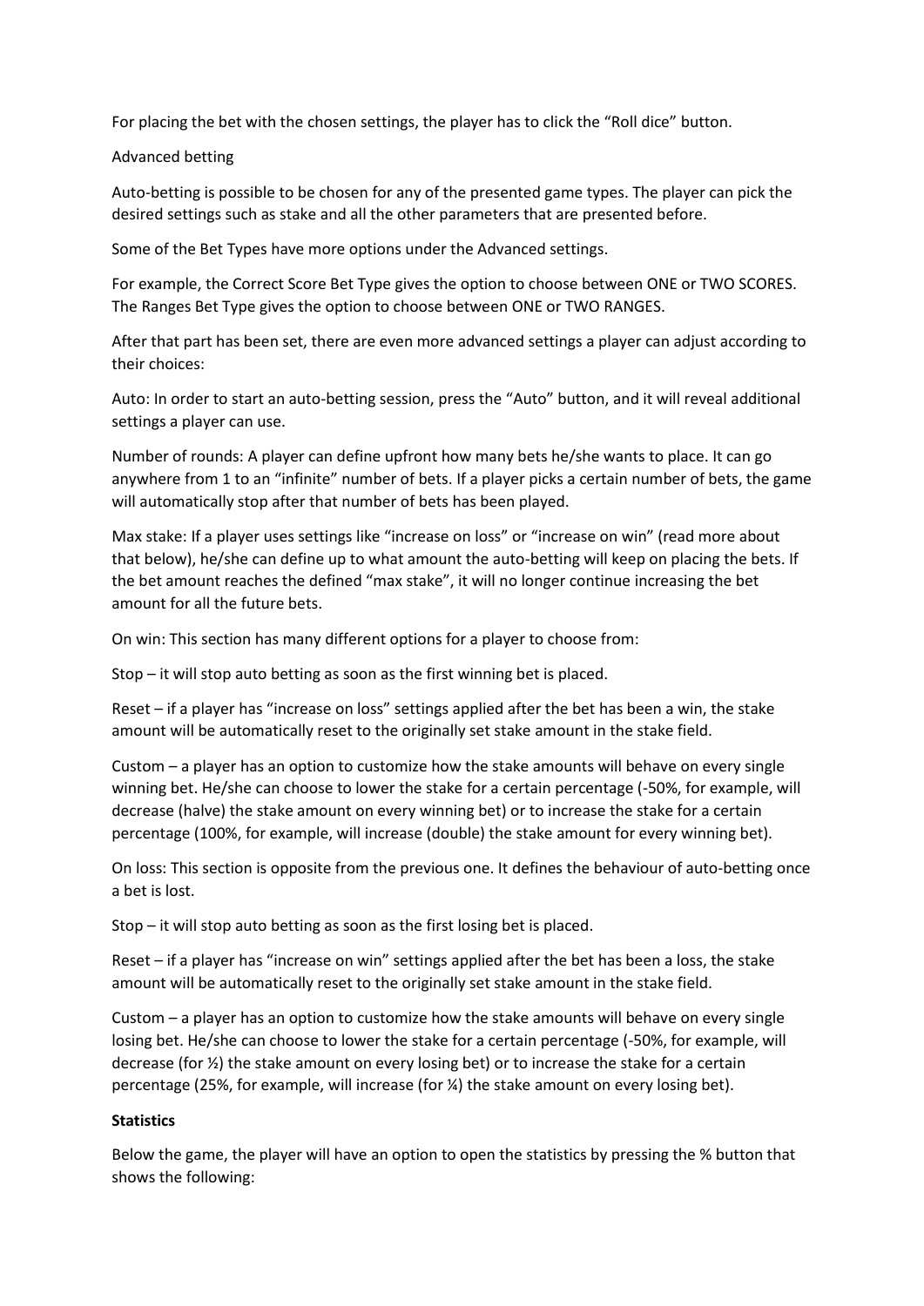For placing the bet with the chosen settings, the player has to click the "Roll dice" button.

Advanced betting

Auto-betting is possible to be chosen for any of the presented game types. The player can pick the desired settings such as stake and all the other parameters that are presented before.

Some of the Bet Types have more options under the Advanced settings.

For example, the Correct Score Bet Type gives the option to choose between ONE or TWO SCORES. The Ranges Bet Type gives the option to choose between ONE or TWO RANGES.

After that part has been set, there are even more advanced settings a player can adjust according to their choices:

Auto: In order to start an auto-betting session, press the "Auto" button, and it will reveal additional settings a player can use.

Number of rounds: A player can define upfront how many bets he/she wants to place. It can go anywhere from 1 to an "infinite" number of bets. If a player picks a certain number of bets, the game will automatically stop after that number of bets has been played.

Max stake: If a player uses settings like "increase on loss" or "increase on win" (read more about that below), he/she can define up to what amount the auto-betting will keep on placing the bets. If the bet amount reaches the defined "max stake", it will no longer continue increasing the bet amount for all the future bets.

On win: This section has many different options for a player to choose from:

Stop – it will stop auto betting as soon as the first winning bet is placed.

Reset – if a player has "increase on loss" settings applied after the bet has been a win, the stake amount will be automatically reset to the originally set stake amount in the stake field.

Custom – a player has an option to customize how the stake amounts will behave on every single winning bet. He/she can choose to lower the stake for a certain percentage (-50%, for example, will decrease (halve) the stake amount on every winning bet) or to increase the stake for a certain percentage (100%, for example, will increase (double) the stake amount for every winning bet).

On loss: This section is opposite from the previous one. It defines the behaviour of auto-betting once a bet is lost.

Stop – it will stop auto betting as soon as the first losing bet is placed.

Reset – if a player has "increase on win" settings applied after the bet has been a loss, the stake amount will be automatically reset to the originally set stake amount in the stake field.

Custom – a player has an option to customize how the stake amounts will behave on every single losing bet. He/she can choose to lower the stake for a certain percentage (-50%, for example, will decrease (for ½) the stake amount on every losing bet) or to increase the stake for a certain percentage (25%, for example, will increase (for ¼) the stake amount on every losing bet).

**Statistics**

Below the game, the player will have an option to open the statistics by pressing the % button that shows the following: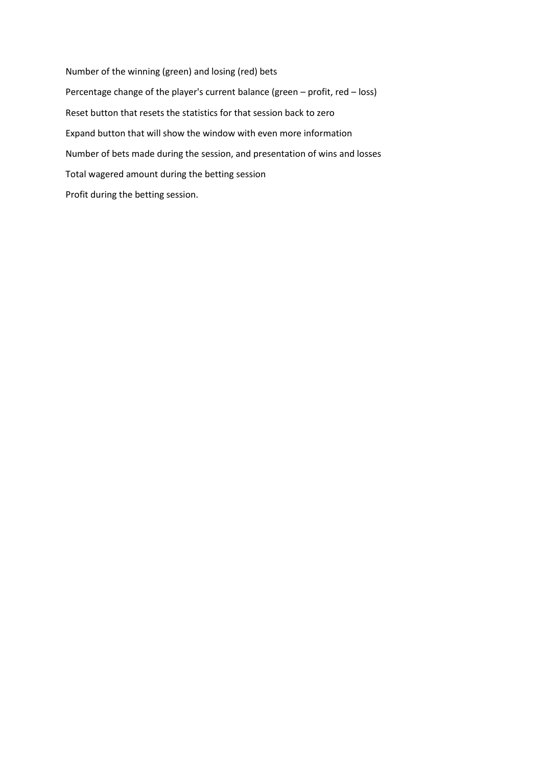Number of the winning (green) and losing (red) bets

Percentage change of the player's current balance (green – profit, red – loss)

Reset button that resets the statistics for that session back to zero

Expand button that will show the window with even more information

Number of bets made during the session, and presentation of wins and losses

Total wagered amount during the betting session

Profit during the betting session.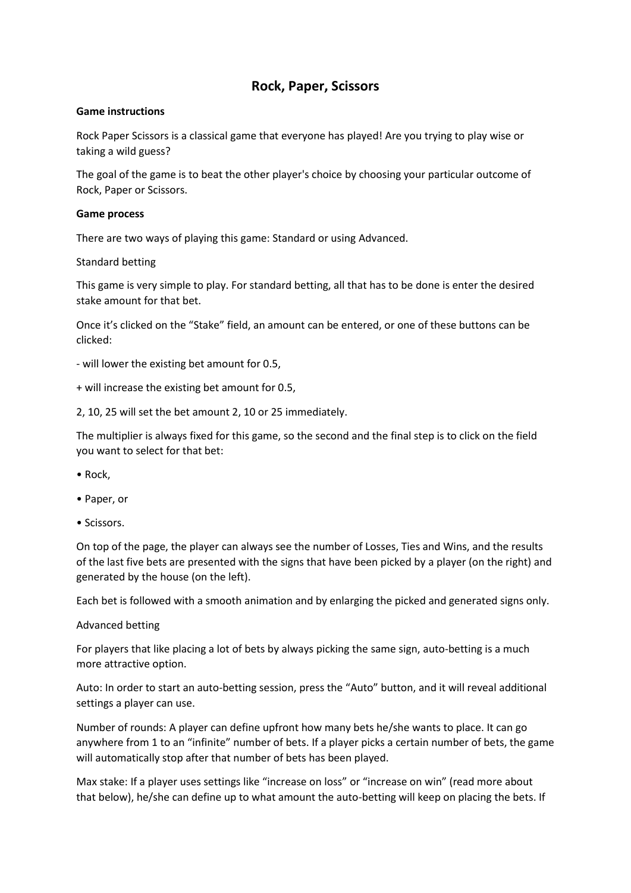# Rock, Paper, Scissors

**Game instructions**

Rock Paper Scissors is a classical game that everyone has played! Are you trying to play wise or taking a wild guess?

The goal of the game is to beat the other player's choice by choosing your particular outcome of Rock, Paper or Scissors.

**Game process**

There are two ways of playing this game: Standard or using Advanced.

Standard betting

This game is very simple to play. For standard betting, all that has to be done is enter the desired stake amount for that bet.

Once it's clicked on the "Stake" field, an amount can be entered, or one of these buttons can be clicked:

- will lower the existing bet amount for 0.5,

+ will increase the existing bet amount for 0.5,

2, 10, 25 will set the bet amount 2, 10 or 25 immediately.

The multiplier is always fixed for this game, so the second and the final step is to click on the field you want to select for that bet:

- Rock,
- Paper, or
- Scissors.

On top of the page, the player can always see the number of Losses, Ties and Wins, and the results of the last five bets are presented with the signs that have been picked by a player (on the right) and generated by the house (on the left).

Each bet is followed with a smooth animation and by enlarging the picked and generated signs only.

Advanced betting

For players that like placing a lot of bets by always picking the same sign, auto-betting is a much more attractive option.

Auto: In order to start an auto-betting session, press the "Auto" button, and it will reveal additional settings a player can use.

Number of rounds: A player can define upfront how many bets he/she wants to place. It can go anywhere from 1 to an "infinite" number of bets. If a player picks a certain number of bets, the game will automatically stop after that number of bets has been played.

Max stake: If a player uses settings like "increase on loss" or "increase on win" (read more about that below), he/she can define up to what amount the auto-betting will keep on placing the bets. If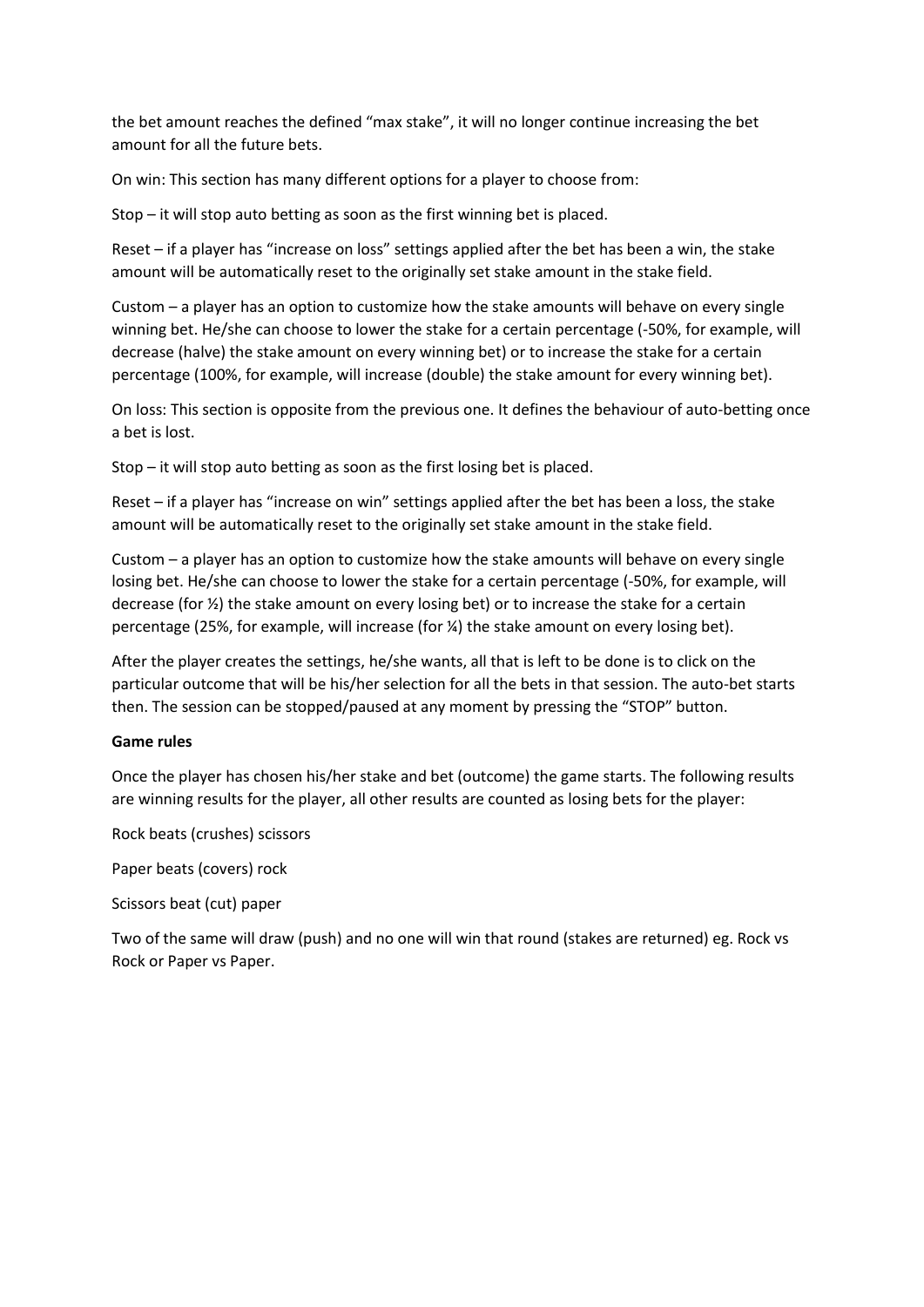the bet amount reaches the defined “max stake”, it will no longer continue increasing the bet amount for all the future bets.

On win: This section has many different options for a player to choose from:

Stop – it will stop auto betting as soon as the first winning bet is placed.

Reset – if a player has “increase on loss” settings applied after the bet has been a win, the stake amount will be automatically reset to the originally set stake amount in the stake field.

Custom – a player has an option to customize how the stake amounts will behave on every single winning bet. He/she can choose to lower the stake for a certain percentage (-50%, for example, will decrease (halve) the stake amount on every winning bet) or to increase the stake for a certain percentage (100%, for example, will increase (double) the stake amount for every winning bet).

On loss: This section is opposite from the previous one. It defines the behaviour of auto-betting once a bet is lost.

Stop – it will stop auto betting as soon as the first losing bet is placed.

Reset – if a player has “increase on win” settings applied after the bet has been a loss, the stake amount will be automatically reset to the originally set stake amount in the stake field.

Custom – a player has an option to customize how the stake amounts will behave on every single losing bet. He/she can choose to lower the stake for a certain percentage (-50%, for example, will decrease (for ½) the stake amount on every losing bet) or to increase the stake for a certain percentage (25%, for example, will increase (for ¼) the stake amount on every losing bet).

After the player creates the settings, he/she wants, all that is left to be done is to click on the particular outcome that will be his/her selection for all the bets in that session. The auto-bet starts then. The session can be stopped/paused at any moment by pressing the “STOP” button.

**Game rules**

Once the player has chosen his/her stake and bet (outcome) the game starts. The following results are winning results for the player, all other results are counted as losing bets for the player:

Rock beats (crushes) scissors

Paper beats (covers) rock

Scissors beat (cut) paper

Two of the same will draw (push) and no one will win that round (stakes are returned) eg. Rock vs Rock or Paper vs Paper.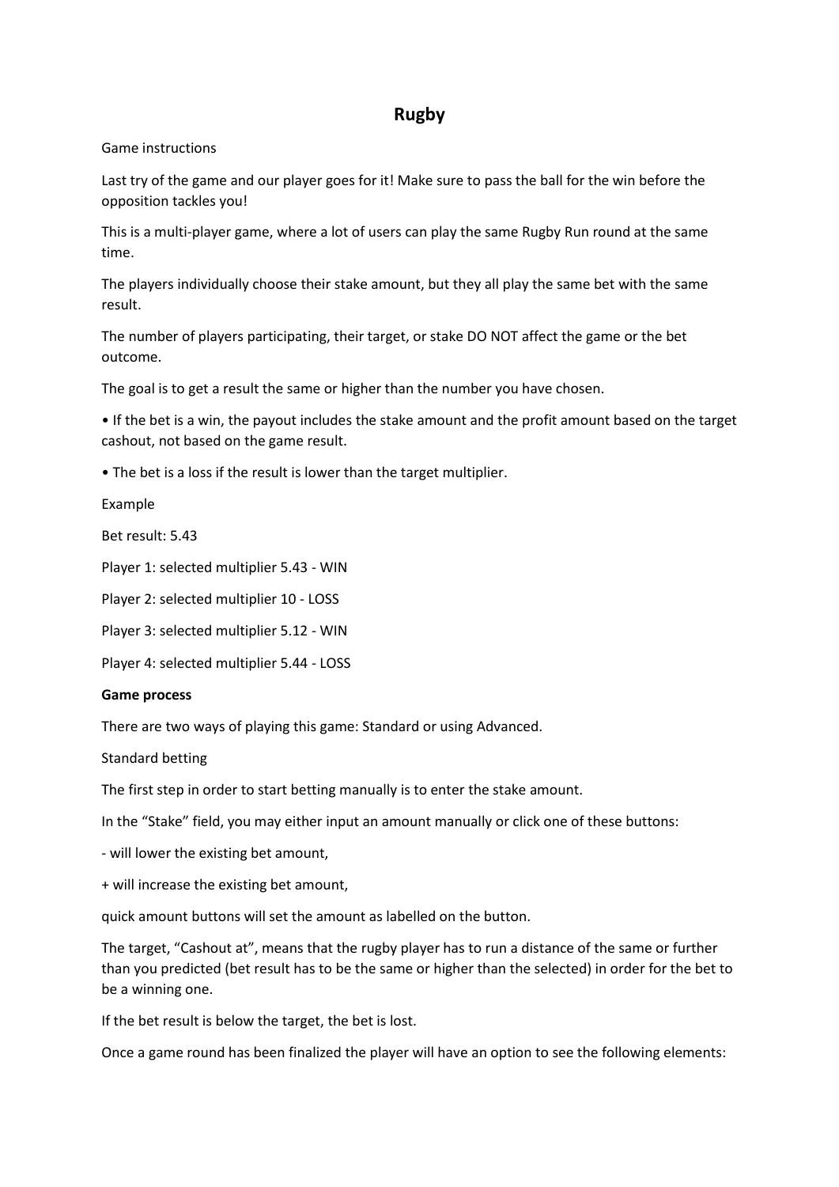# Rugby

Game instructions

Last try of the game and our player goes for it! Make sure to pass the ball for the win before the opposition tackles you!

This is a multi-player game, where a lot of users can play the same Rugby Run round at the same time.

The players individually choose their stake amount, but they all play the same bet with the same result.

The number of players participating, their target, or stake DO NOT affect the game or the bet outcome.

The goal is to get a result the same or higher than the number you have chosen.

- If the bet is a win, the payout includes the stake amount and the profit amount based on the target cashout, not based on the game result.
- The bet is a loss if the result is lower than the target multiplier.

Example

Bet result: 5.43

Player 1: selected multiplier 5.43 - WIN

Player 2: selected multiplier 10 - LOSS

Player 3: selected multiplier 5.12 - WIN

Player 4: selected multiplier 5.44 - LOSS

**Game process**

There are two ways of playing this game: Standard or using Advanced.

Standard betting

The first step in order to start betting manually is to enter the stake amount.

In the “Stake” field, you may either input an amount manually or click one of these buttons:

- will lower the existing bet amount,

+ will increase the existing bet amount,

quick amount buttons will set the amount as labelled on the button.

The target, “Cashout at”, means that the rugby player has to run a distance of the same or further than you predicted (bet result has to be the same or higher than the selected) in order for the bet to be a winning one.

If the bet result is below the target, the bet is lost.

Once a game round has been finalized the player will have an option to see the following elements: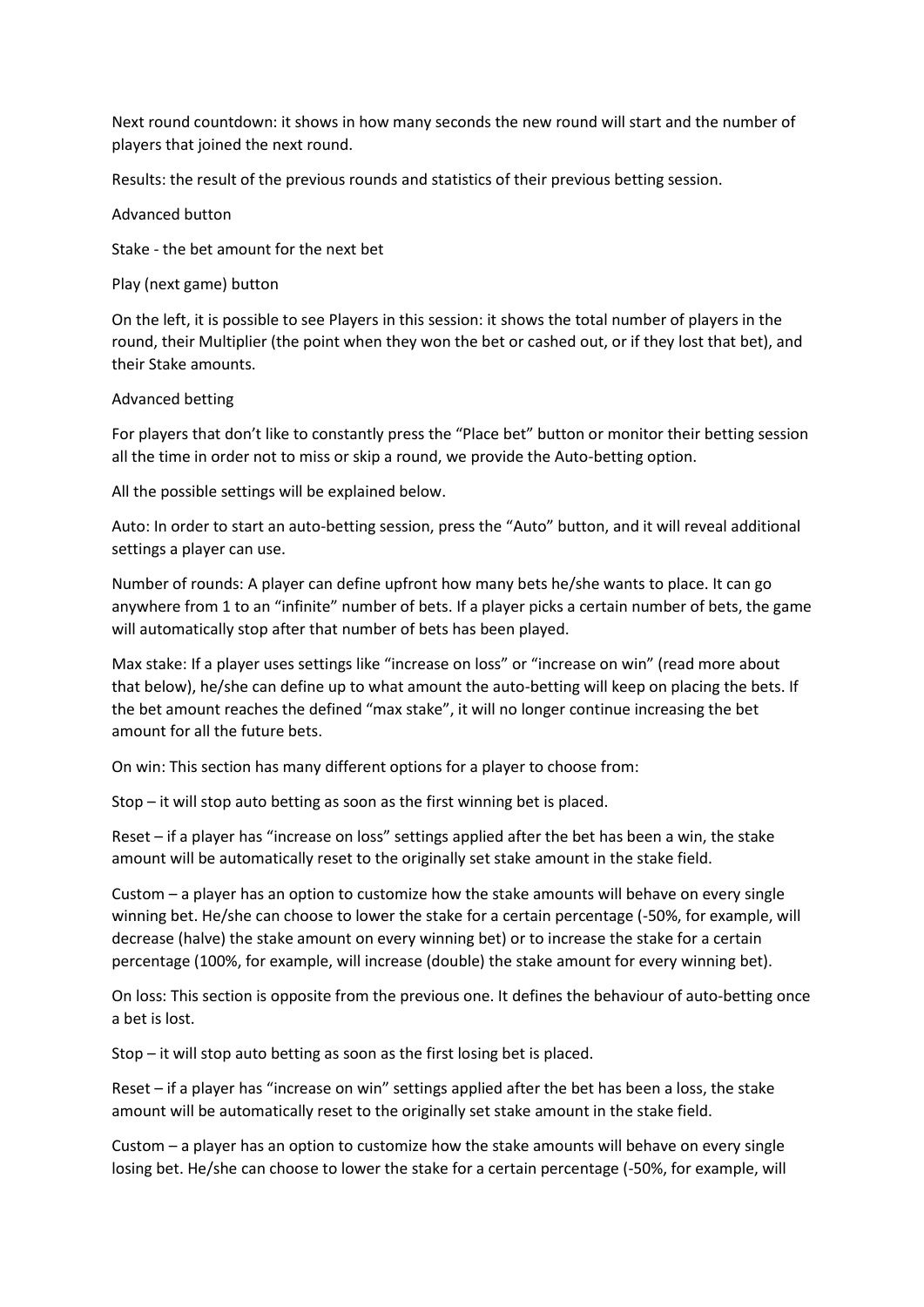Next round countdown: it shows in how many seconds the new round will start and the number of players that joined the next round.

Results: the result of the previous rounds and statistics of their previous betting session.

Advanced button

Stake - the bet amount for the next bet

Play (next game) button

On the left, it is possible to see Players in this session: it shows the total number of players in the round, their Multiplier (the point when they won the bet or cashed out, or if they lost that bet), and their Stake amounts.

Advanced betting

For players that don't like to constantly press the "Place bet" button or monitor their betting session all the time in order not to miss or skip a round, we provide the Auto-betting option.

All the possible settings will be explained below.

Auto: In order to start an auto-betting session, press the "Auto" button, and it will reveal additional settings a player can use.

Number of rounds: A player can define upfront how many bets he/she wants to place. It can go anywhere from 1 to an "infinite" number of bets. If a player picks a certain number of bets, the game will automatically stop after that number of bets has been played.

Max stake: If a player uses settings like "increase on loss" or "increase on win" (read more about that below), he/she can define up to what amount the auto-betting will keep on placing the bets. If the bet amount reaches the defined "max stake", it will no longer continue increasing the bet amount for all the future bets.

On win: This section has many different options for a player to choose from:

Stop – it will stop auto betting as soon as the first winning bet is placed.

Reset – if a player has "increase on loss" settings applied after the bet has been a win, the stake amount will be automatically reset to the originally set stake amount in the stake field.

Custom – a player has an option to customize how the stake amounts will behave on every single winning bet. He/she can choose to lower the stake for a certain percentage (-50%, for example, will decrease (halve) the stake amount on every winning bet) or to increase the stake for a certain percentage (100%, for example, will increase (double) the stake amount for every winning bet).

On loss: This section is opposite from the previous one. It defines the behaviour of auto-betting once a bet is lost.

Stop – it will stop auto betting as soon as the first losing bet is placed.

Reset – if a player has "increase on win" settings applied after the bet has been a loss, the stake amount will be automatically reset to the originally set stake amount in the stake field.

Custom – a player has an option to customize how the stake amounts will behave on every single losing bet. He/she can choose to lower the stake for a certain percentage (-50%, for example, will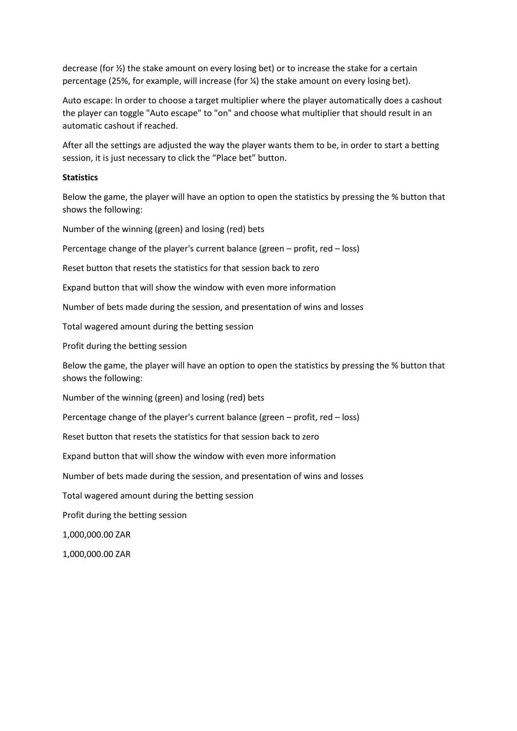decrease (for ½) the stake amount on every losing bet) or to increase the stake for a certain percentage (25%, for example, will increase (for ¼) the stake amount on every losing bet).

Auto escape: In order to choose a target multiplier where the player automatically does a cashout the player can toggle "Auto escape" to "on" and choose what multiplier that should result in an automatic cashout if reached.

After all the settings are adjusted the way the player wants them to be, in order to start a betting session, it is just necessary to click the "Place bet" button.

**Statistics**

Below the game, the player will have an option to open the statistics by pressing the % button that shows the following:

Number of the winning (green) and losing (red) bets

Percentage change of the player's current balance (green – profit, red – loss)

Reset button that resets the statistics for that session back to zero

Expand button that will show the window with even more information

Number of bets made during the session, and presentation of wins and losses

Total wagered amount during the betting session

Profit during the betting session

Below the game, the player will have an option to open the statistics by pressing the % button that shows the following:

Number of the winning (green) and losing (red) bets

Percentage change of the player's current balance (green – profit, red – loss)

Reset button that resets the statistics for that session back to zero

Expand button that will show the window with even more information

Number of bets made during the session, and presentation of wins and losses

Total wagered amount during the betting session

Profit during the betting session

1,000,000.00 ZAR

1,000,000.00 ZAR